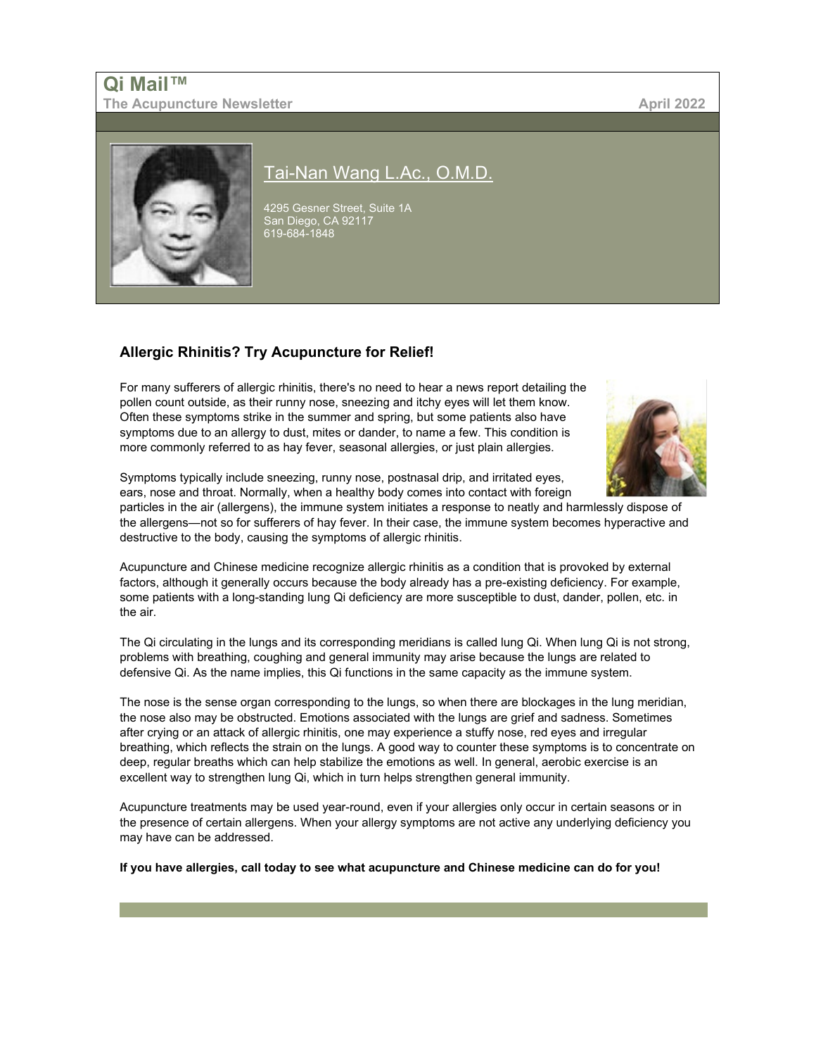# Qi Mail™

**The Acupuncture Newsletter** April 2022

## Tai-Nan Wang L.Ac., O.M.D.

4295 Gesner Street, Suite 1A
San Diego, CA 92117
619-684-1848

### Allergic Rhinitis? Try Acupuncture for Relief!

For many sufferers of allergic rhinitis, there's no need to hear a news report detailing the pollen count outside, as their runny nose, sneezing and itchy eyes will let them know. Often these symptoms strike in the summer and spring, but some patients also have symptoms due to an allergy to dust, mites or dander, to name a few. This condition is more commonly referred to as hay fever, seasonal allergies, or just plain allergies.

Symptoms typically include sneezing, runny nose, postnasal drip, and irritated eyes, ears, nose and throat. Normally, when a healthy body comes into contact with foreign particles in the air (allergens), the immune system initiates a response to neatly and harmlessly dispose of the allergens—not so for sufferers of hay fever. In their case, the immune system becomes hyperactive and destructive to the body, causing the symptoms of allergic rhinitis.

Acupuncture and Chinese medicine recognize allergic rhinitis as a condition that is provoked by external factors, although it generally occurs because the body already has a pre-existing deficiency. For example, some patients with a long-standing lung Qi deficiency are more susceptible to dust, dander, pollen, etc. in the air.

The Qi circulating in the lungs and its corresponding meridians is called lung Qi. When lung Qi is not strong, problems with breathing, coughing and general immunity may arise because the lungs are related to defensive Qi. As the name implies, this Qi functions in the same capacity as the immune system.

The nose is the sense organ corresponding to the lungs, so when there are blockages in the lung meridian, the nose also may be obstructed. Emotions associated with the lungs are grief and sadness. Sometimes after crying or an attack of allergic rhinitis, one may experience a stuffy nose, red eyes and irregular breathing, which reflects the strain on the lungs. A good way to counter these symptoms is to concentrate on deep, regular breaths which can help stabilize the emotions as well. In general, aerobic exercise is an excellent way to strengthen lung Qi, which in turn helps strengthen general immunity.

Acupuncture treatments may be used year-round, even if your allergies only occur in certain seasons or in the presence of certain allergens. When your allergy symptoms are not active any underlying deficiency you may have can be addressed.

**If you have allergies, call today to see what acupuncture and Chinese medicine can do for you!**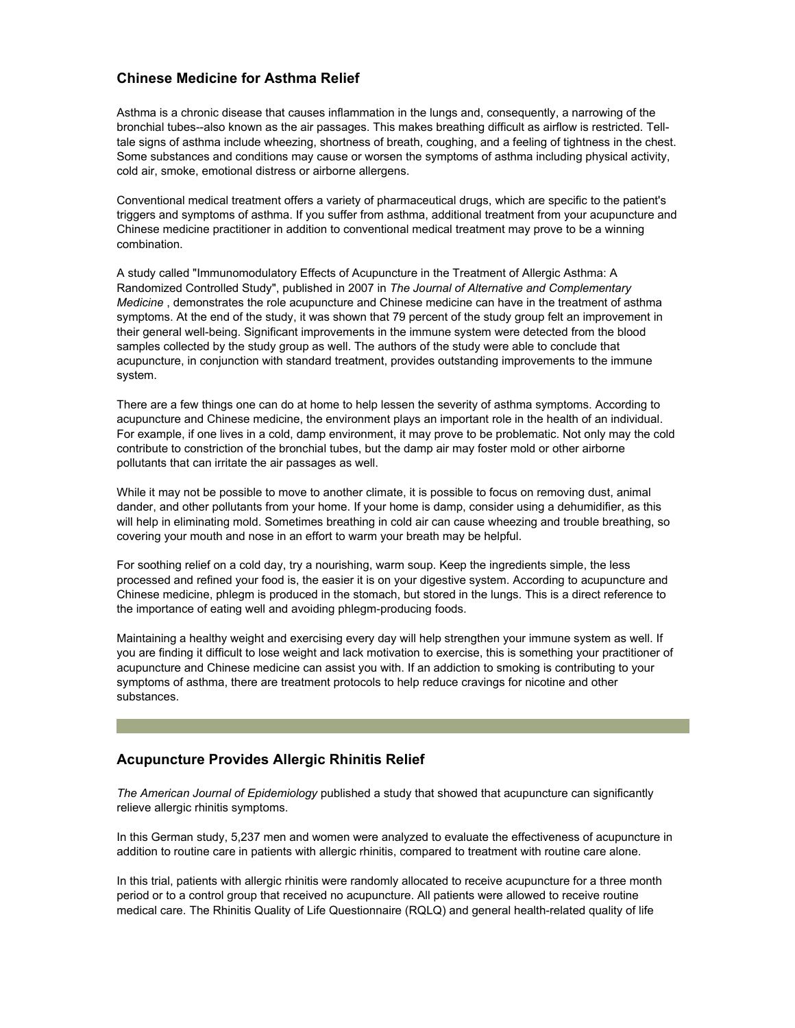## Chinese Medicine for Asthma Relief

Asthma is a chronic disease that causes inflammation in the lungs and, consequently, a narrowing of the bronchial tubes--also known as the air passages. This makes breathing difficult as airflow is restricted. Tell-tale signs of asthma include wheezing, shortness of breath, coughing, and a feeling of tightness in the chest. Some substances and conditions may cause or worsen the symptoms of asthma including physical activity, cold air, smoke, emotional distress or airborne allergens.

Conventional medical treatment offers a variety of pharmaceutical drugs, which are specific to the patient's triggers and symptoms of asthma. If you suffer from asthma, additional treatment from your acupuncture and Chinese medicine practitioner in addition to conventional medical treatment may prove to be a winning combination.

A study called "Immunomodulatory Effects of Acupuncture in the Treatment of Allergic Asthma: A Randomized Controlled Study", published in 2007 in *The Journal of Alternative and Complementary Medicine* , demonstrates the role acupuncture and Chinese medicine can have in the treatment of asthma symptoms. At the end of the study, it was shown that 79 percent of the study group felt an improvement in their general well-being. Significant improvements in the immune system were detected from the blood samples collected by the study group as well. The authors of the study were able to conclude that acupuncture, in conjunction with standard treatment, provides outstanding improvements to the immune system.

There are a few things one can do at home to help lessen the severity of asthma symptoms. According to acupuncture and Chinese medicine, the environment plays an important role in the health of an individual. For example, if one lives in a cold, damp environment, it may prove to be problematic. Not only may the cold contribute to constriction of the bronchial tubes, but the damp air may foster mold or other airborne pollutants that can irritate the air passages as well.

While it may not be possible to move to another climate, it is possible to focus on removing dust, animal dander, and other pollutants from your home. If your home is damp, consider using a dehumidifier, as this will help in eliminating mold. Sometimes breathing in cold air can cause wheezing and trouble breathing, so covering your mouth and nose in an effort to warm your breath may be helpful.

For soothing relief on a cold day, try a nourishing, warm soup. Keep the ingredients simple, the less processed and refined your food is, the easier it is on your digestive system. According to acupuncture and Chinese medicine, phlegm is produced in the stomach, but stored in the lungs. This is a direct reference to the importance of eating well and avoiding phlegm-producing foods.

Maintaining a healthy weight and exercising every day will help strengthen your immune system as well. If you are finding it difficult to lose weight and lack motivation to exercise, this is something your practitioner of acupuncture and Chinese medicine can assist you with. If an addiction to smoking is contributing to your symptoms of asthma, there are treatment protocols to help reduce cravings for nicotine and other substances.

---

## Acupuncture Provides Allergic Rhinitis Relief

*The American Journal of Epidemiology* published a study that showed that acupuncture can significantly relieve allergic rhinitis symptoms.

In this German study, 5,237 men and women were analyzed to evaluate the effectiveness of acupuncture in addition to routine care in patients with allergic rhinitis, compared to treatment with routine care alone.

In this trial, patients with allergic rhinitis were randomly allocated to receive acupuncture for a three month period or to a control group that received no acupuncture. All patients were allowed to receive routine medical care. The Rhinitis Quality of Life Questionnaire (RQLQ) and general health-related quality of life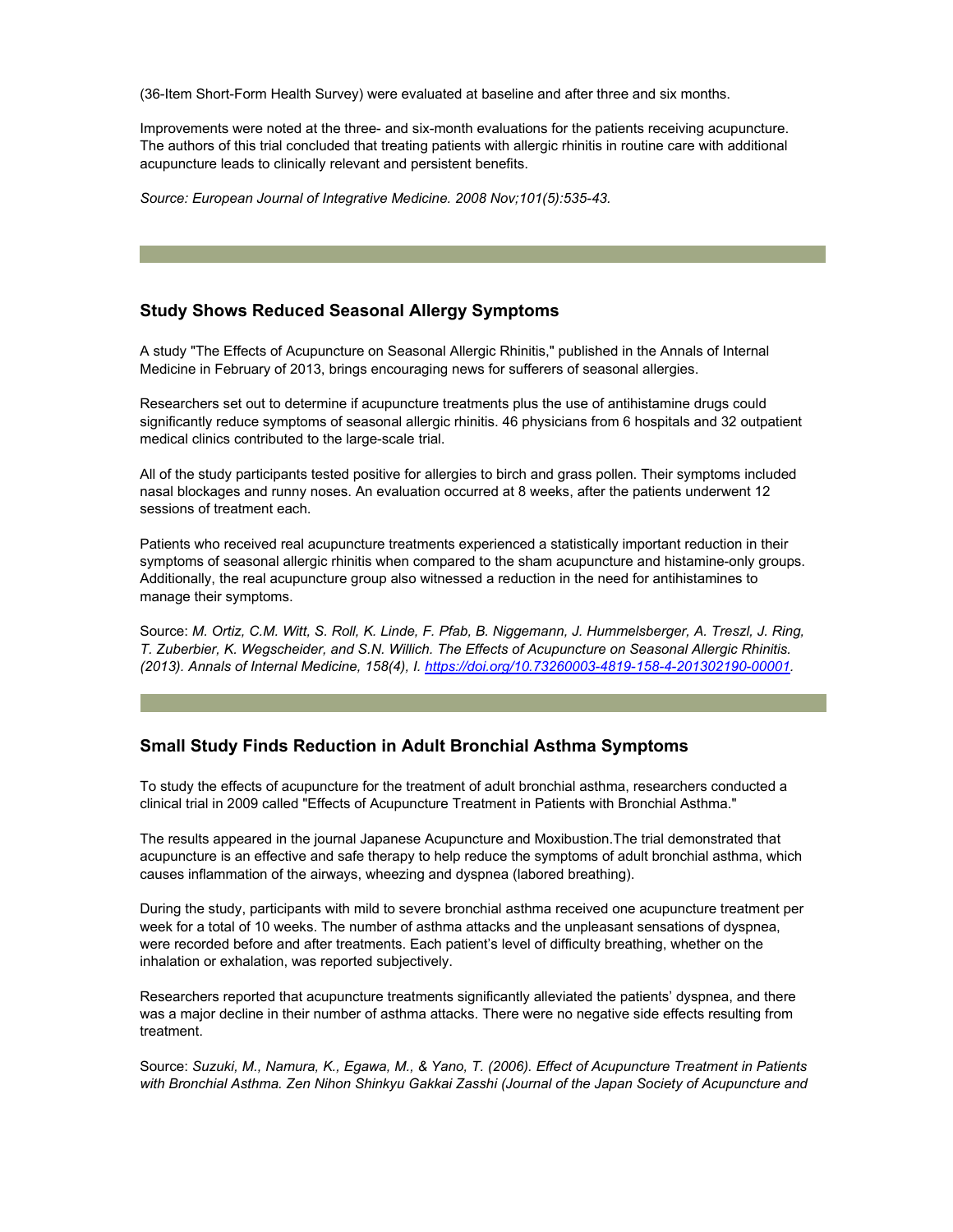(36-Item Short-Form Health Survey) were evaluated at baseline and after three and six months.

Improvements were noted at the three- and six-month evaluations for the patients receiving acupuncture. The authors of this trial concluded that treating patients with allergic rhinitis in routine care with additional acupuncture leads to clinically relevant and persistent benefits.

*Source: European Journal of Integrative Medicine. 2008 Nov;101(5):535-43.*

---

### Study Shows Reduced Seasonal Allergy Symptoms

A study "The Effects of Acupuncture on Seasonal Allergic Rhinitis," published in the Annals of Internal Medicine in February of 2013, brings encouraging news for sufferers of seasonal allergies.

Researchers set out to determine if acupuncture treatments plus the use of antihistamine drugs could significantly reduce symptoms of seasonal allergic rhinitis. 46 physicians from 6 hospitals and 32 outpatient medical clinics contributed to the large-scale trial.

All of the study participants tested positive for allergies to birch and grass pollen. Their symptoms included nasal blockages and runny noses. An evaluation occurred at 8 weeks, after the patients underwent 12 sessions of treatment each.

Patients who received real acupuncture treatments experienced a statistically important reduction in their symptoms of seasonal allergic rhinitis when compared to the sham acupuncture and histamine-only groups. Additionally, the real acupuncture group also witnessed a reduction in the need for antihistamines to manage their symptoms.

Source: *M. Ortiz, C.M. Witt, S. Roll, K. Linde, F. Pfab, B. Niggemann, J. Hummelsberger, A. Treszl, J. Ring, T. Zuberbier, K. Wegscheider, and S.N. Willich. The Effects of Acupuncture on Seasonal Allergic Rhinitis. (2013). Annals of Internal Medicine, 158(4), I. [https://doi.org/10.73260003-4819-158-4-201302190-00001](https://doi.org/10.73260003-4819-158-4-201302190-00001).*

---

### Small Study Finds Reduction in Adult Bronchial Asthma Symptoms

To study the effects of acupuncture for the treatment of adult bronchial asthma, researchers conducted a clinical trial in 2009 called "Effects of Acupuncture Treatment in Patients with Bronchial Asthma."

The results appeared in the journal Japanese Acupuncture and Moxibustion.The trial demonstrated that acupuncture is an effective and safe therapy to help reduce the symptoms of adult bronchial asthma, which causes inflammation of the airways, wheezing and dyspnea (labored breathing).

During the study, participants with mild to severe bronchial asthma received one acupuncture treatment per week for a total of 10 weeks. The number of asthma attacks and the unpleasant sensations of dyspnea, were recorded before and after treatments. Each patient's level of difficulty breathing, whether on the inhalation or exhalation, was reported subjectively.

Researchers reported that acupuncture treatments significantly alleviated the patients' dyspnea, and there was a major decline in their number of asthma attacks. There were no negative side effects resulting from treatment.

Source: *Suzuki, M., Namura, K., Egawa, M., & Yano, T. (2006). Effect of Acupuncture Treatment in Patients with Bronchial Asthma. Zen Nihon Shinkyu Gakkai Zasshi (Journal of the Japan Society of Acupuncture and*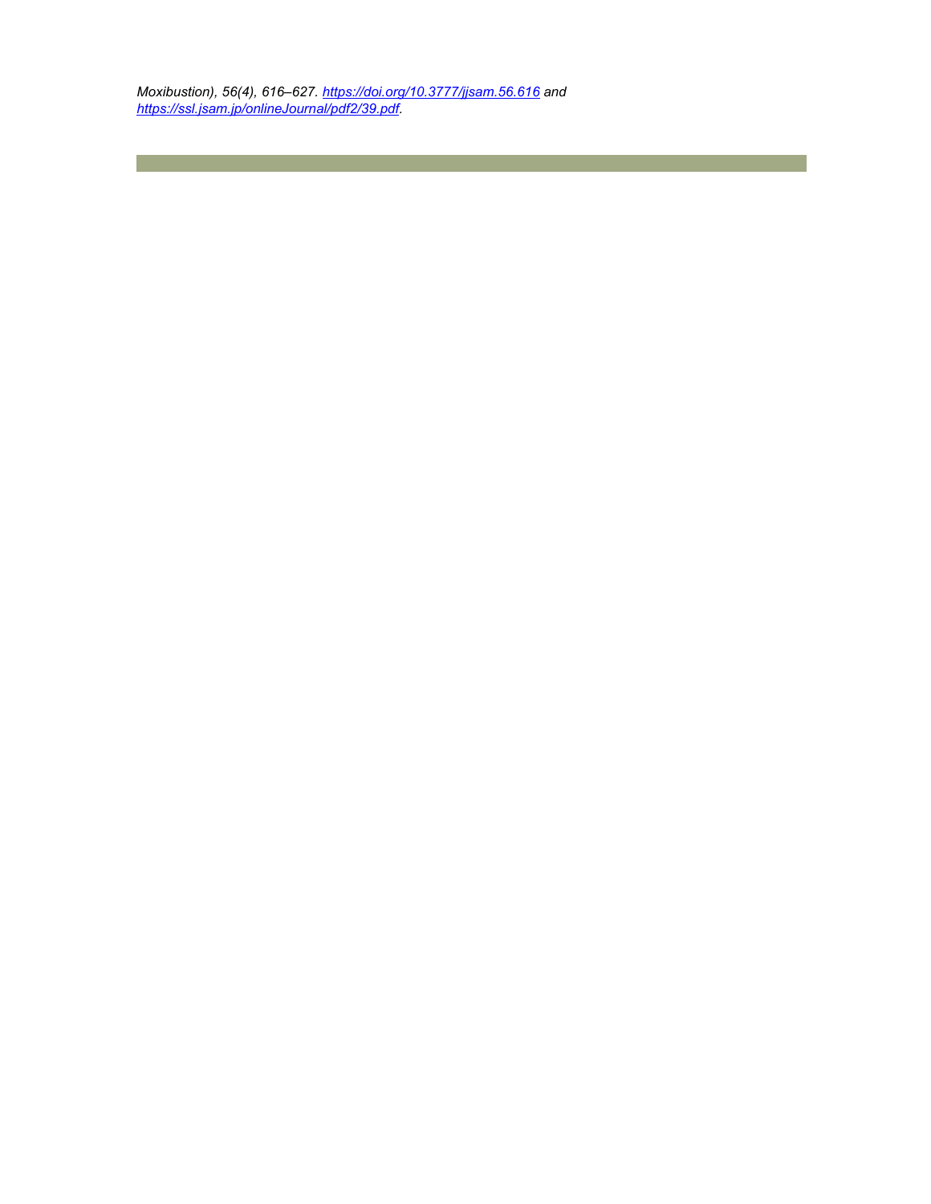*Moxibustion), 56(4), 616–627. [https://doi.org/10.3777/jjsam.56.616](https://doi.org/10.3777/jjsam.56.616) and [https://ssl.jsam.jp/onlineJournal/pdf2/39.pdf](https://ssl.jsam.jp/onlineJournal/pdf2/39.pdf).*